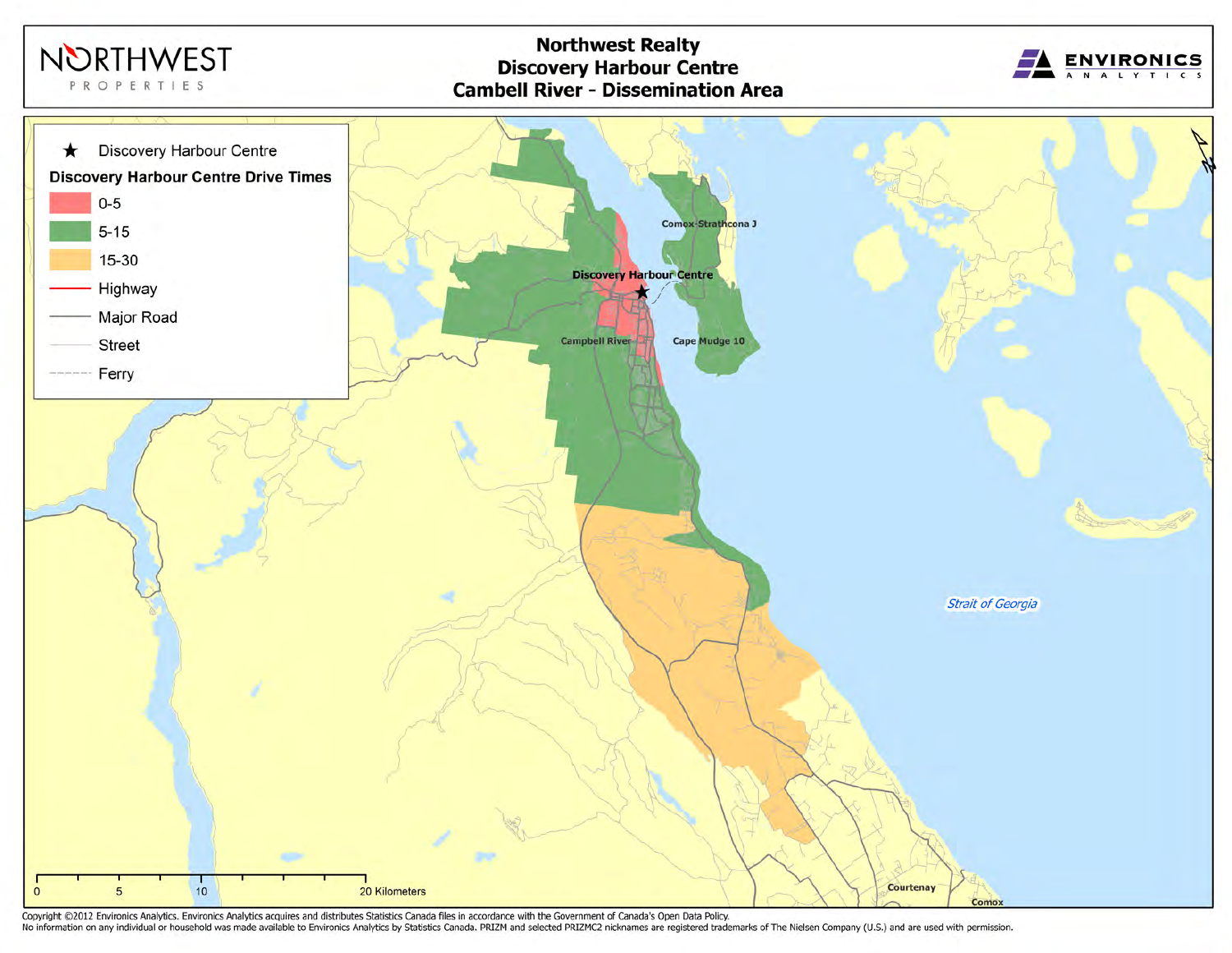# Northwest Realty
# Discovery Harbour Centre
# Cambell River - Dissemination Area

NORTHWEST PROPERTIES

ENVIRONICS ANALYTICS

★ Discovery Harbour Centre

**Discovery Harbour Centre Drive Times**

- 0-5
- 5-15
- 15-30
- Highway
- Major Road
- Street
- Ferry

Comox-Strathcona J

Discovery Harbour Centre

Campbell River

Cape Mudge 10

Strait of Georgia

Courtenay

Comox

0 5 10 20 Kilometers

Copyright ©2012 Environics Analytics. Environics Analytics acquires and distributes Statistics Canada files in accordance with the Government of Canada's Open Data Policy.
No information on any individual or household was made available to Environics Analytics by Statistics Canada. PRIZM and selected PRIZMC2 nicknames are registered trademarks of The Nielsen Company (U.S.) and are used with permission.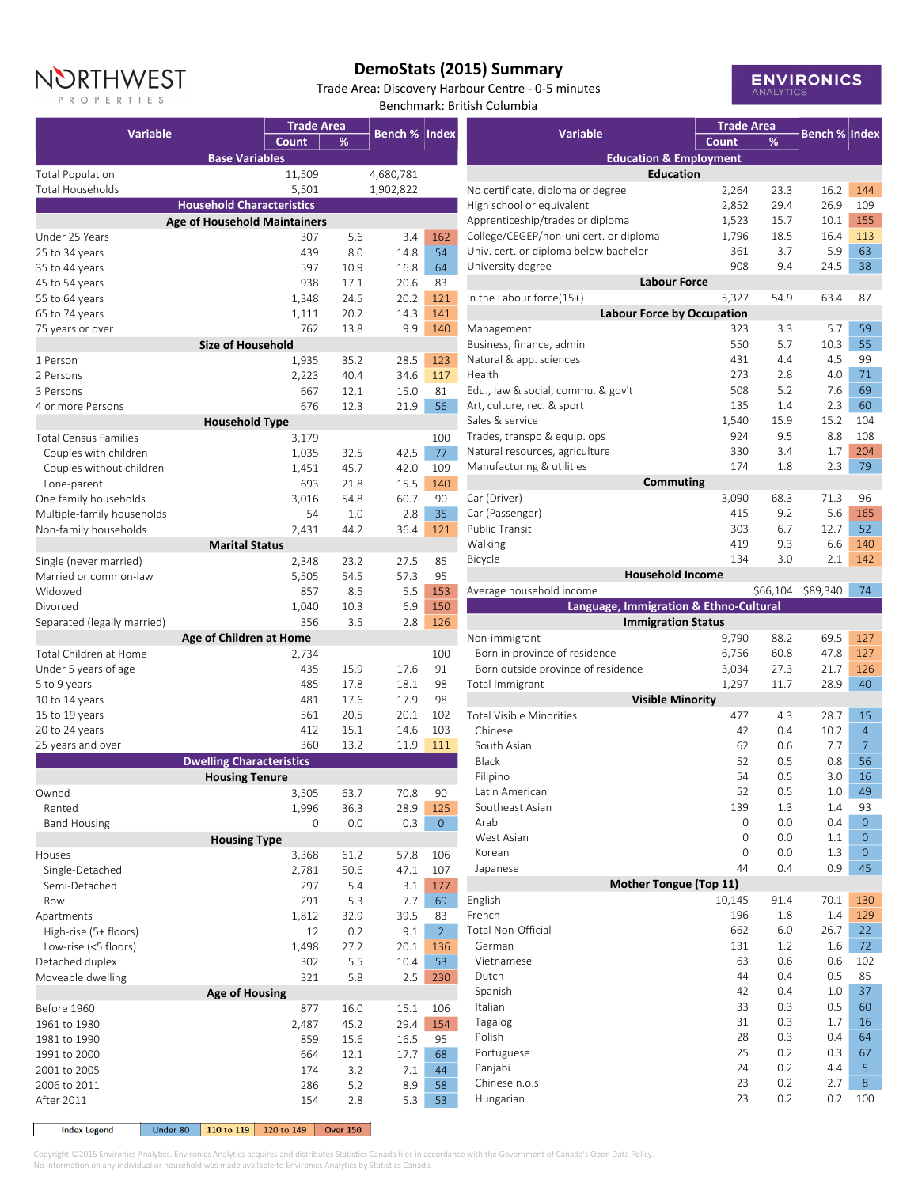# DemoStats (2015) Summary

Trade Area: Discovery Harbour Centre - 0-5 minutes

Benchmark: British Columbia

NORTHWEST PROPERTIES

ENVIRONICS ANALYTICS

| Variable | Trade Area Count | Trade Area % | Bench % | Index |
|---|---|---|---|---|
| **Base Variables** | | | | |
| Total Population | 11,509 | | 4,680,781 | |
| Total Households | 5,501 | | 1,902,822 | |
| **Household Characteristics** | | | | |
| **Age of Household Maintainers** | | | | |
| Under 25 Years | 307 | 5.6 | 3.4 | 162 |
| 25 to 34 years | 439 | 8.0 | 14.8 | 54 |
| 35 to 44 years | 597 | 10.9 | 16.8 | 64 |
| 45 to 54 years | 938 | 17.1 | 20.6 | 83 |
| 55 to 64 years | 1,348 | 24.5 | 20.2 | 121 |
| 65 to 74 years | 1,111 | 20.2 | 14.3 | 141 |
| 75 years or over | 762 | 13.8 | 9.9 | 140 |
| **Size of Household** | | | | |
| 1 Person | 1,935 | 35.2 | 28.5 | 123 |
| 2 Persons | 2,223 | 40.4 | 34.6 | 117 |
| 3 Persons | 667 | 12.1 | 15.0 | 81 |
| 4 or more Persons | 676 | 12.3 | 21.9 | 56 |
| **Household Type** | | | | |
| Total Census Families | 3,179 | | | 100 |
| Couples with children | 1,035 | 32.5 | 42.5 | 77 |
| Couples without children | 1,451 | 45.7 | 42.0 | 109 |
| Lone-parent | 693 | 21.8 | 15.5 | 140 |
| One family households | 3,016 | 54.8 | 60.7 | 90 |
| Multiple-family households | 54 | 1.0 | 2.8 | 35 |
| Non-family households | 2,431 | 44.2 | 36.4 | 121 |
| **Marital Status** | | | | |
| Single (never married) | 2,348 | 23.2 | 27.5 | 85 |
| Married or common-law | 5,505 | 54.5 | 57.3 | 95 |
| Widowed | 857 | 8.5 | 5.5 | 153 |
| Divorced | 1,040 | 10.3 | 6.9 | 150 |
| Separated (legally married) | 356 | 3.5 | 2.8 | 126 |
| **Age of Children at Home** | | | | |
| Total Children at Home | 2,734 | | | 100 |
| Under 5 years of age | 435 | 15.9 | 17.6 | 91 |
| 5 to 9 years | 485 | 17.8 | 18.1 | 98 |
| 10 to 14 years | 481 | 17.6 | 17.9 | 98 |
| 15 to 19 years | 561 | 20.5 | 20.1 | 102 |
| 20 to 24 years | 412 | 15.1 | 14.6 | 103 |
| 25 years and over | 360 | 13.2 | 11.9 | 111 |
| **Dwelling Characteristics** | | | | |
| **Housing Tenure** | | | | |
| Owned | 3,505 | 63.7 | 70.8 | 90 |
| Rented | 1,996 | 36.3 | 28.9 | 125 |
| Band Housing | 0 | 0.0 | 0.3 | 0 |
| **Housing Type** | | | | |
| Houses | 3,368 | 61.2 | 57.8 | 106 |
| Single-Detached | 2,781 | 50.6 | 47.1 | 107 |
| Semi-Detached | 297 | 5.4 | 3.1 | 177 |
| Row | 291 | 5.3 | 7.7 | 69 |
| Apartments | 1,812 | 32.9 | 39.5 | 83 |
| High-rise (5+ floors) | 12 | 0.2 | 9.1 | 2 |
| Low-rise (<5 floors) | 1,498 | 27.2 | 20.1 | 136 |
| Detached duplex | 302 | 5.5 | 10.4 | 53 |
| Moveable dwelling | 321 | 5.8 | 2.5 | 230 |
| **Age of Housing** | | | | |
| Before 1960 | 877 | 16.0 | 15.1 | 106 |
| 1961 to 1980 | 2,487 | 45.2 | 29.4 | 154 |
| 1981 to 1990 | 859 | 15.6 | 16.5 | 95 |
| 1991 to 2000 | 664 | 12.1 | 17.7 | 68 |
| 2001 to 2005 | 174 | 3.2 | 7.1 | 44 |
| 2006 to 2011 | 286 | 5.2 | 8.9 | 58 |
| After 2011 | 154 | 2.8 | 5.3 | 53 |

| Variable | Trade Area Count | Trade Area % | Bench % | Index |
|---|---|---|---|---|
| **Education & Employment** | | | | |
| **Education** | | | | |
| No certificate, diploma or degree | 2,264 | 23.3 | 16.2 | 144 |
| High school or equivalent | 2,852 | 29.4 | 26.9 | 109 |
| Apprenticeship/trades or diploma | 1,523 | 15.7 | 10.1 | 155 |
| College/CEGEP/non-uni cert. or diploma | 1,796 | 18.5 | 16.4 | 113 |
| Univ. cert. or diploma below bachelor | 361 | 3.7 | 5.9 | 63 |
| University degree | 908 | 9.4 | 24.5 | 38 |
| **Labour Force** | | | | |
| In the Labour force(15+) | 5,327 | 54.9 | 63.4 | 87 |
| **Labour Force by Occupation** | | | | |
| Management | 323 | 3.3 | 5.7 | 59 |
| Business, finance, admin | 550 | 5.7 | 10.3 | 55 |
| Natural & app. sciences | 431 | 4.4 | 4.5 | 99 |
| Health | 273 | 2.8 | 4.0 | 71 |
| Edu., law & social, commu. & gov't | 508 | 5.2 | 7.6 | 69 |
| Art, culture, rec. & sport | 135 | 1.4 | 2.3 | 60 |
| Sales & service | 1,540 | 15.9 | 15.2 | 104 |
| Trades, transpo & equip. ops | 924 | 9.5 | 8.8 | 108 |
| Natural resources, agriculture | 330 | 3.4 | 1.7 | 204 |
| Manufacturing & utilities | 174 | 1.8 | 2.3 | 79 |
| **Commuting** | | | | |
| Car (Driver) | 3,090 | 68.3 | 71.3 | 96 |
| Car (Passenger) | 415 | 9.2 | 5.6 | 165 |
| Public Transit | 303 | 6.7 | 12.7 | 52 |
| Walking | 419 | 9.3 | 6.6 | 140 |
| Bicycle | 134 | 3.0 | 2.1 | 142 |
| **Household Income** | | | | |
| Average household income | | $66,104 | $89,340 | 74 |
| **Language, Immigration & Ethno-Cultural** | | | | |
| **Immigration Status** | | | | |
| Non-immigrant | 9,790 | 88.2 | 69.5 | 127 |
| Born in province of residence | 6,756 | 60.8 | 47.8 | 127 |
| Born outside province of residence | 3,034 | 27.3 | 21.7 | 126 |
| Total Immigrant | 1,297 | 11.7 | 28.9 | 40 |
| **Visible Minority** | | | | |
| Total Visible Minorities | 477 | 4.3 | 28.7 | 15 |
| Chinese | 42 | 0.4 | 10.2 | 4 |
| South Asian | 62 | 0.6 | 7.7 | 7 |
| Black | 52 | 0.5 | 0.8 | 56 |
| Filipino | 54 | 0.5 | 3.0 | 16 |
| Latin American | 52 | 0.5 | 1.0 | 49 |
| Southeast Asian | 139 | 1.3 | 1.4 | 93 |
| Arab | 0 | 0.0 | 0.4 | 0 |
| West Asian | 0 | 0.0 | 1.1 | 0 |
| Korean | 0 | 0.0 | 1.3 | 0 |
| Japanese | 44 | 0.4 | 0.9 | 45 |
| **Mother Tongue (Top 11)** | | | | |
| English | 10,145 | 91.4 | 70.1 | 130 |
| French | 196 | 1.8 | 1.4 | 129 |
| Total Non-Official | 662 | 6.0 | 26.7 | 22 |
| German | 131 | 1.2 | 1.6 | 72 |
| Vietnamese | 63 | 0.6 | 0.6 | 102 |
| Dutch | 44 | 0.4 | 0.5 | 85 |
| Spanish | 42 | 0.4 | 1.0 | 37 |
| Italian | 33 | 0.3 | 0.5 | 60 |
| Tagalog | 31 | 0.3 | 1.7 | 16 |
| Polish | 28 | 0.3 | 0.4 | 64 |
| Portuguese | 25 | 0.2 | 0.3 | 67 |
| Panjabi | 24 | 0.2 | 4.4 | 5 |
| Chinese n.o.s | 23 | 0.2 | 2.7 | 8 |
| Hungarian | 23 | 0.2 | 0.2 | 100 |

| Index Legend | Under 80 | 110 to 119 | 120 to 149 | Over 150 |
|---|---|---|---|---|

Copyright ©2015 Environics Analytics. Environics Analytics acquires and distributes Statistics Canada files in accordance with the Government of Canada's Open Data Policy. No information on any individual or household was made available to Environics Analytics by Statistics Canada.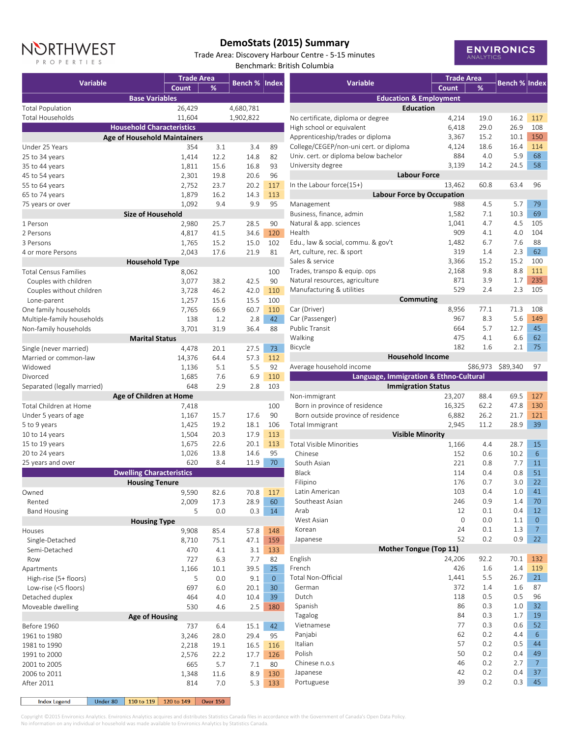NORTHWEST PROPERTIES

# DemoStats (2015) Summary

Trade Area: Discovery Harbour Centre - 5-15 minutes

Benchmark: British Columbia

ENVIRONICS ANALYTICS

| Variable | Trade Area Count | Trade Area % | Bench % | Index |
|---|---|---|---|---|
| **Base Variables** | | | | |
| Total Population | 26,429 | | 4,680,781 | |
| Total Households | 11,604 | | 1,902,822 | |
| **Household Characteristics** | | | | |
| **Age of Household Maintainers** | | | | |
| Under 25 Years | 354 | 3.1 | 3.4 | 89 |
| 25 to 34 years | 1,414 | 12.2 | 14.8 | 82 |
| 35 to 44 years | 1,811 | 15.6 | 16.8 | 93 |
| 45 to 54 years | 2,301 | 19.8 | 20.6 | 96 |
| 55 to 64 years | 2,752 | 23.7 | 20.2 | 117 |
| 65 to 74 years | 1,879 | 16.2 | 14.3 | 113 |
| 75 years or over | 1,092 | 9.4 | 9.9 | 95 |
| **Size of Household** | | | | |
| 1 Person | 2,980 | 25.7 | 28.5 | 90 |
| 2 Persons | 4,817 | 41.5 | 34.6 | 120 |
| 3 Persons | 1,765 | 15.2 | 15.0 | 102 |
| 4 or more Persons | 2,043 | 17.6 | 21.9 | 81 |
| **Household Type** | | | | |
| Total Census Families | 8,062 | | | 100 |
| Couples with children | 3,077 | 38.2 | 42.5 | 90 |
| Couples without children | 3,728 | 46.2 | 42.0 | 110 |
| Lone-parent | 1,257 | 15.6 | 15.5 | 100 |
| One family households | 7,765 | 66.9 | 60.7 | 110 |
| Multiple-family households | 138 | 1.2 | 2.8 | 42 |
| Non-family households | 3,701 | 31.9 | 36.4 | 88 |
| **Marital Status** | | | | |
| Single (never married) | 4,478 | 20.1 | 27.5 | 73 |
| Married or common-law | 14,376 | 64.4 | 57.3 | 112 |
| Widowed | 1,136 | 5.1 | 5.5 | 92 |
| Divorced | 1,685 | 7.6 | 6.9 | 110 |
| Separated (legally married) | 648 | 2.9 | 2.8 | 103 |
| **Age of Children at Home** | | | | |
| Total Children at Home | 7,418 | | | 100 |
| Under 5 years of age | 1,167 | 15.7 | 17.6 | 90 |
| 5 to 9 years | 1,425 | 19.2 | 18.1 | 106 |
| 10 to 14 years | 1,504 | 20.3 | 17.9 | 113 |
| 15 to 19 years | 1,675 | 22.6 | 20.1 | 113 |
| 20 to 24 years | 1,026 | 13.8 | 14.6 | 95 |
| 25 years and over | 620 | 8.4 | 11.9 | 70 |
| **Dwelling Characteristics** | | | | |
| **Housing Tenure** | | | | |
| Owned | 9,590 | 82.6 | 70.8 | 117 |
| Rented | 2,009 | 17.3 | 28.9 | 60 |
| Band Housing | 5 | 0.0 | 0.3 | 14 |
| **Housing Type** | | | | |
| Houses | 9,908 | 85.4 | 57.8 | 148 |
| Single-Detached | 8,710 | 75.1 | 47.1 | 159 |
| Semi-Detached | 470 | 4.1 | 3.1 | 133 |
| Row | 727 | 6.3 | 7.7 | 82 |
| Apartments | 1,166 | 10.1 | 39.5 | 25 |
| High-rise (5+ floors) | 5 | 0.0 | 9.1 | 0 |
| Low-rise (<5 floors) | 697 | 6.0 | 20.1 | 30 |
| Detached duplex | 464 | 4.0 | 10.4 | 39 |
| Moveable dwelling | 530 | 4.6 | 2.5 | 180 |
| **Age of Housing** | | | | |
| Before 1960 | 737 | 6.4 | 15.1 | 42 |
| 1961 to 1980 | 3,246 | 28.0 | 29.4 | 95 |
| 1981 to 1990 | 2,218 | 19.1 | 16.5 | 116 |
| 1991 to 2000 | 2,576 | 22.2 | 17.7 | 126 |
| 2001 to 2005 | 665 | 5.7 | 7.1 | 80 |
| 2006 to 2011 | 1,348 | 11.6 | 8.9 | 130 |
| After 2011 | 814 | 7.0 | 5.3 | 133 |

| Variable | Trade Area Count | Trade Area % | Bench % | Index |
|---|---|---|---|---|
| **Education & Employment** | | | | |
| **Education** | | | | |
| No certificate, diploma or degree | 4,214 | 19.0 | 16.2 | 117 |
| High school or equivalent | 6,418 | 29.0 | 26.9 | 108 |
| Apprenticeship/trades or diploma | 3,367 | 15.2 | 10.1 | 150 |
| College/CEGEP/non-uni cert. or diploma | 4,124 | 18.6 | 16.4 | 114 |
| Univ. cert. or diploma below bachelor | 884 | 4.0 | 5.9 | 68 |
| University degree | 3,139 | 14.2 | 24.5 | 58 |
| **Labour Force** | | | | |
| In the Labour force(15+) | 13,462 | 60.8 | 63.4 | 96 |
| **Labour Force by Occupation** | | | | |
| Management | 988 | 4.5 | 5.7 | 79 |
| Business, finance, admin | 1,582 | 7.1 | 10.3 | 69 |
| Natural & app. sciences | 1,041 | 4.7 | 4.5 | 105 |
| Health | 909 | 4.1 | 4.0 | 104 |
| Edu., law & social, commu. & gov't | 1,482 | 6.7 | 7.6 | 88 |
| Art, culture, rec. & sport | 319 | 1.4 | 2.3 | 62 |
| Sales & service | 3,366 | 15.2 | 15.2 | 100 |
| Trades, transpo & equip. ops | 2,168 | 9.8 | 8.8 | 111 |
| Natural resources, agriculture | 871 | 3.9 | 1.7 | 235 |
| Manufacturing & utilities | 529 | 2.4 | 2.3 | 105 |
| **Commuting** | | | | |
| Car (Driver) | 8,956 | 77.1 | 71.3 | 108 |
| Car (Passenger) | 967 | 8.3 | 5.6 | 149 |
| Public Transit | 664 | 5.7 | 12.7 | 45 |
| Walking | 475 | 4.1 | 6.6 | 62 |
| Bicycle | 182 | 1.6 | 2.1 | 75 |
| **Household Income** | | | | |
| Average household income | | $86,973 | $89,340 | 97 |
| **Language, Immigration & Ethno-Cultural** | | | | |
| **Immigration Status** | | | | |
| Non-immigrant | 23,207 | 88.4 | 69.5 | 127 |
| Born in province of residence | 16,325 | 62.2 | 47.8 | 130 |
| Born outside province of residence | 6,882 | 26.2 | 21.7 | 121 |
| Total Immigrant | 2,945 | 11.2 | 28.9 | 39 |
| **Visible Minority** | | | | |
| Total Visible Minorities | 1,166 | 4.4 | 28.7 | 15 |
| Chinese | 152 | 0.6 | 10.2 | 6 |
| South Asian | 221 | 0.8 | 7.7 | 11 |
| Black | 114 | 0.4 | 0.8 | 51 |
| Filipino | 176 | 0.7 | 3.0 | 22 |
| Latin American | 103 | 0.4 | 1.0 | 41 |
| Southeast Asian | 246 | 0.9 | 1.4 | 70 |
| Arab | 12 | 0.1 | 0.4 | 12 |
| West Asian | 0 | 0.0 | 1.1 | 0 |
| Korean | 24 | 0.1 | 1.3 | 7 |
| Japanese | 52 | 0.2 | 0.9 | 22 |
| **Mother Tongue (Top 11)** | | | | |
| English | 24,206 | 92.2 | 70.1 | 132 |
| French | 426 | 1.6 | 1.4 | 119 |
| Total Non-Official | 1,441 | 5.5 | 26.7 | 21 |
| German | 372 | 1.4 | 1.6 | 87 |
| Dutch | 118 | 0.5 | 0.5 | 96 |
| Spanish | 86 | 0.3 | 1.0 | 32 |
| Tagalog | 84 | 0.3 | 1.7 | 19 |
| Vietnamese | 77 | 0.3 | 0.6 | 52 |
| Panjabi | 62 | 0.2 | 4.4 | 6 |
| Italian | 57 | 0.2 | 0.5 | 44 |
| Polish | 50 | 0.2 | 0.4 | 49 |
| Chinese n.o.s | 46 | 0.2 | 2.7 | 7 |
| Japanese | 42 | 0.2 | 0.4 | 37 |
| Portuguese | 39 | 0.2 | 0.3 | 45 |

| Index Legend | Under 80 | 110 to 119 | 120 to 149 | Over 150 |
|---|---|---|---|---|

Copyright ©2015 Environics Analytics. Environics Analytics acquires and distributes Statistics Canada files in accordance with the Government of Canada's Open Data Policy. No information on any individual or household was made available to Environics Analytics by Statistics Canada.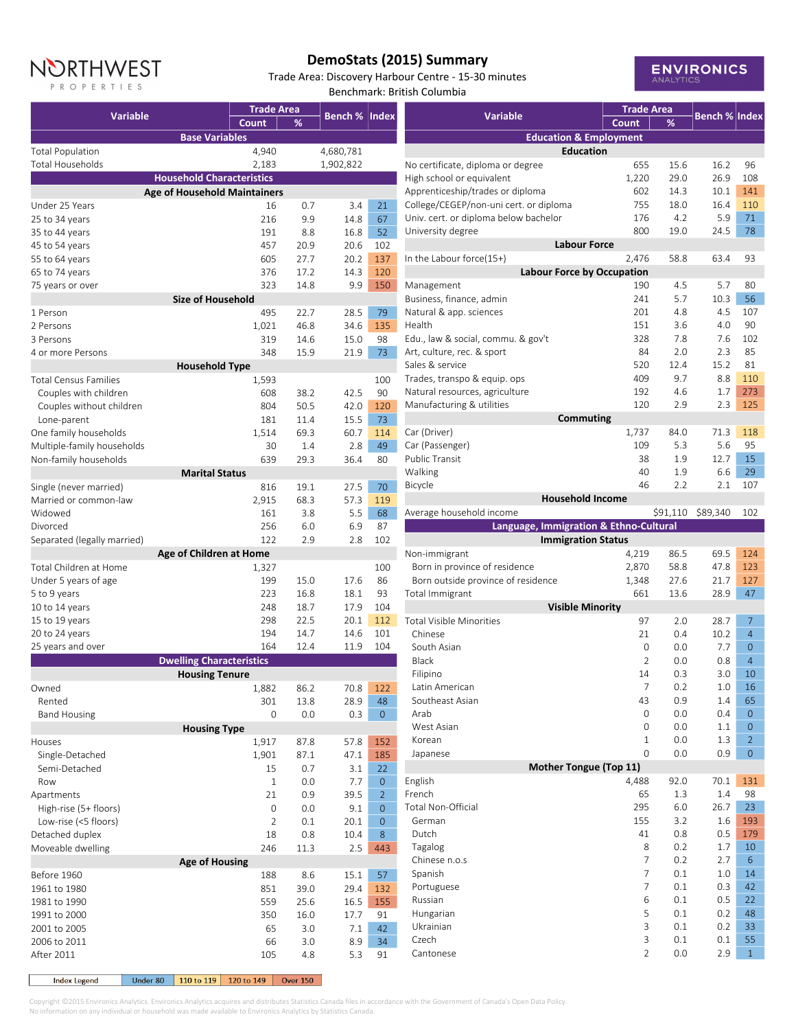NORTHWEST PROPERTIES

# DemoStats (2015) Summary

Trade Area: Discovery Harbour Centre - 15-30 minutes

Benchmark: British Columbia

ENVIRONICS ANALYTICS

| Variable | Trade Area Count | Trade Area % | Bench % | Index |
|---|---|---|---|---|
| **Base Variables** | | | | |
| Total Population | 4,940 | | 4,680,781 | |
| Total Households | 2,183 | | 1,902,822 | |
| **Household Characteristics** | | | | |
| **Age of Household Maintainers** | | | | |
| Under 25 Years | 16 | 0.7 | 3.4 | 21 |
| 25 to 34 years | 216 | 9.9 | 14.8 | 67 |
| 35 to 44 years | 191 | 8.8 | 16.8 | 52 |
| 45 to 54 years | 457 | 20.9 | 20.6 | 102 |
| 55 to 64 years | 605 | 27.7 | 20.2 | 137 |
| 65 to 74 years | 376 | 17.2 | 14.3 | 120 |
| 75 years or over | 323 | 14.8 | 9.9 | 150 |
| **Size of Household** | | | | |
| 1 Person | 495 | 22.7 | 28.5 | 79 |
| 2 Persons | 1,021 | 46.8 | 34.6 | 135 |
| 3 Persons | 319 | 14.6 | 15.0 | 98 |
| 4 or more Persons | 348 | 15.9 | 21.9 | 73 |
| **Household Type** | | | | |
| Total Census Families | 1,593 | | | 100 |
| Couples with children | 608 | 38.2 | 42.5 | 90 |
| Couples without children | 804 | 50.5 | 42.0 | 120 |
| Lone-parent | 181 | 11.4 | 15.5 | 73 |
| One family households | 1,514 | 69.3 | 60.7 | 114 |
| Multiple-family households | 30 | 1.4 | 2.8 | 49 |
| Non-family households | 639 | 29.3 | 36.4 | 80 |
| **Marital Status** | | | | |
| Single (never married) | 816 | 19.1 | 27.5 | 70 |
| Married or common-law | 2,915 | 68.3 | 57.3 | 119 |
| Widowed | 161 | 3.8 | 5.5 | 68 |
| Divorced | 256 | 6.0 | 6.9 | 87 |
| Separated (legally married) | 122 | 2.9 | 2.8 | 102 |
| **Age of Children at Home** | | | | |
| Total Children at Home | 1,327 | | | 100 |
| Under 5 years of age | 199 | 15.0 | 17.6 | 86 |
| 5 to 9 years | 223 | 16.8 | 18.1 | 93 |
| 10 to 14 years | 248 | 18.7 | 17.9 | 104 |
| 15 to 19 years | 298 | 22.5 | 20.1 | 112 |
| 20 to 24 years | 194 | 14.7 | 14.6 | 101 |
| 25 years and over | 164 | 12.4 | 11.9 | 104 |
| **Dwelling Characteristics** | | | | |
| **Housing Tenure** | | | | |
| Owned | 1,882 | 86.2 | 70.8 | 122 |
| Rented | 301 | 13.8 | 28.9 | 48 |
| Band Housing | 0 | 0.0 | 0.3 | 0 |
| **Housing Type** | | | | |
| Houses | 1,917 | 87.8 | 57.8 | 152 |
| Single-Detached | 1,901 | 87.1 | 47.1 | 185 |
| Semi-Detached | 15 | 0.7 | 3.1 | 22 |
| Row | 1 | 0.0 | 7.7 | 0 |
| Apartments | 21 | 0.9 | 39.5 | 2 |
| High-rise (5+ floors) | 0 | 0.0 | 9.1 | 0 |
| Low-rise (<5 floors) | 2 | 0.1 | 20.1 | 0 |
| Detached duplex | 18 | 0.8 | 10.4 | 8 |
| Moveable dwelling | 246 | 11.3 | 2.5 | 443 |
| **Age of Housing** | | | | |
| Before 1960 | 188 | 8.6 | 15.1 | 57 |
| 1961 to 1980 | 851 | 39.0 | 29.4 | 132 |
| 1981 to 1990 | 559 | 25.6 | 16.5 | 155 |
| 1991 to 2000 | 350 | 16.0 | 17.7 | 91 |
| 2001 to 2005 | 65 | 3.0 | 7.1 | 42 |
| 2006 to 2011 | 66 | 3.0 | 8.9 | 34 |
| After 2011 | 105 | 4.8 | 5.3 | 91 |

| Variable | Trade Area Count | Trade Area % | Bench % | Index |
|---|---|---|---|---|
| **Education & Employment** | | | | |
| **Education** | | | | |
| No certificate, diploma or degree | 655 | 15.6 | 16.2 | 96 |
| High school or equivalent | 1,220 | 29.0 | 26.9 | 108 |
| Apprenticeship/trades or diploma | 602 | 14.3 | 10.1 | 141 |
| College/CEGEP/non-uni cert. or diploma | 755 | 18.0 | 16.4 | 110 |
| Univ. cert. or diploma below bachelor | 176 | 4.2 | 5.9 | 71 |
| University degree | 800 | 19.0 | 24.5 | 78 |
| **Labour Force** | | | | |
| In the Labour force(15+) | 2,476 | 58.8 | 63.4 | 93 |
| **Labour Force by Occupation** | | | | |
| Management | 190 | 4.5 | 5.7 | 80 |
| Business, finance, admin | 241 | 5.7 | 10.3 | 56 |
| Natural & app. sciences | 201 | 4.8 | 4.5 | 107 |
| Health | 151 | 3.6 | 4.0 | 90 |
| Edu., law & social, commu. & gov't | 328 | 7.8 | 7.6 | 102 |
| Art, culture, rec. & sport | 84 | 2.0 | 2.3 | 85 |
| Sales & service | 520 | 12.4 | 15.2 | 81 |
| Trades, transpo & equip. ops | 409 | 9.7 | 8.8 | 110 |
| Natural resources, agriculture | 192 | 4.6 | 1.7 | 273 |
| Manufacturing & utilities | 120 | 2.9 | 2.3 | 125 |
| **Commuting** | | | | |
| Car (Driver) | 1,737 | 84.0 | 71.3 | 118 |
| Car (Passenger) | 109 | 5.3 | 5.6 | 95 |
| Public Transit | 38 | 1.9 | 12.7 | 15 |
| Walking | 40 | 1.9 | 6.6 | 29 |
| Bicycle | 46 | 2.2 | 2.1 | 107 |
| **Household Income** | | | | |
| Average household income | | $91,110 | $89,340 | 102 |
| **Language, Immigration & Ethno-Cultural** | | | | |
| **Immigration Status** | | | | |
| Non-immigrant | 4,219 | 86.5 | 69.5 | 124 |
| Born in province of residence | 2,870 | 58.8 | 47.8 | 123 |
| Born outside province of residence | 1,348 | 27.6 | 21.7 | 127 |
| Total Immigrant | 661 | 13.6 | 28.9 | 47 |
| **Visible Minority** | | | | |
| Total Visible Minorities | 97 | 2.0 | 28.7 | 7 |
| Chinese | 21 | 0.4 | 10.2 | 4 |
| South Asian | 0 | 0.0 | 7.7 | 0 |
| Black | 2 | 0.0 | 0.8 | 4 |
| Filipino | 14 | 0.3 | 3.0 | 10 |
| Latin American | 7 | 0.2 | 1.0 | 16 |
| Southeast Asian | 43 | 0.9 | 1.4 | 65 |
| Arab | 0 | 0.0 | 0.4 | 0 |
| West Asian | 0 | 0.0 | 1.1 | 0 |
| Korean | 1 | 0.0 | 1.3 | 2 |
| Japanese | 0 | 0.0 | 0.9 | 0 |
| **Mother Tongue (Top 11)** | | | | |
| English | 4,488 | 92.0 | 70.1 | 131 |
| French | 65 | 1.3 | 1.4 | 98 |
| Total Non-Official | 295 | 6.0 | 26.7 | 23 |
| German | 155 | 3.2 | 1.6 | 193 |
| Dutch | 41 | 0.8 | 0.5 | 179 |
| Tagalog | 8 | 0.2 | 1.7 | 10 |
| Chinese n.o.s | 7 | 0.2 | 2.7 | 6 |
| Spanish | 7 | 0.1 | 1.0 | 14 |
| Portuguese | 7 | 0.1 | 0.3 | 42 |
| Russian | 6 | 0.1 | 0.5 | 22 |
| Hungarian | 5 | 0.1 | 0.2 | 48 |
| Ukrainian | 3 | 0.1 | 0.2 | 33 |
| Czech | 3 | 0.1 | 0.1 | 55 |
| Cantonese | 2 | 0.0 | 2.9 | 1 |

| Index Legend | Under 80 | 110 to 119 | 120 to 149 | Over 150 |
|---|---|---|---|---|

Copyright ©2015 Environics Analytics. Environics Analytics acquires and distributes Statistics Canada files in accordance with the Government of Canada's Open Data Policy. No information on any individual or household was made available to Environics Analytics by Statistics Canada.